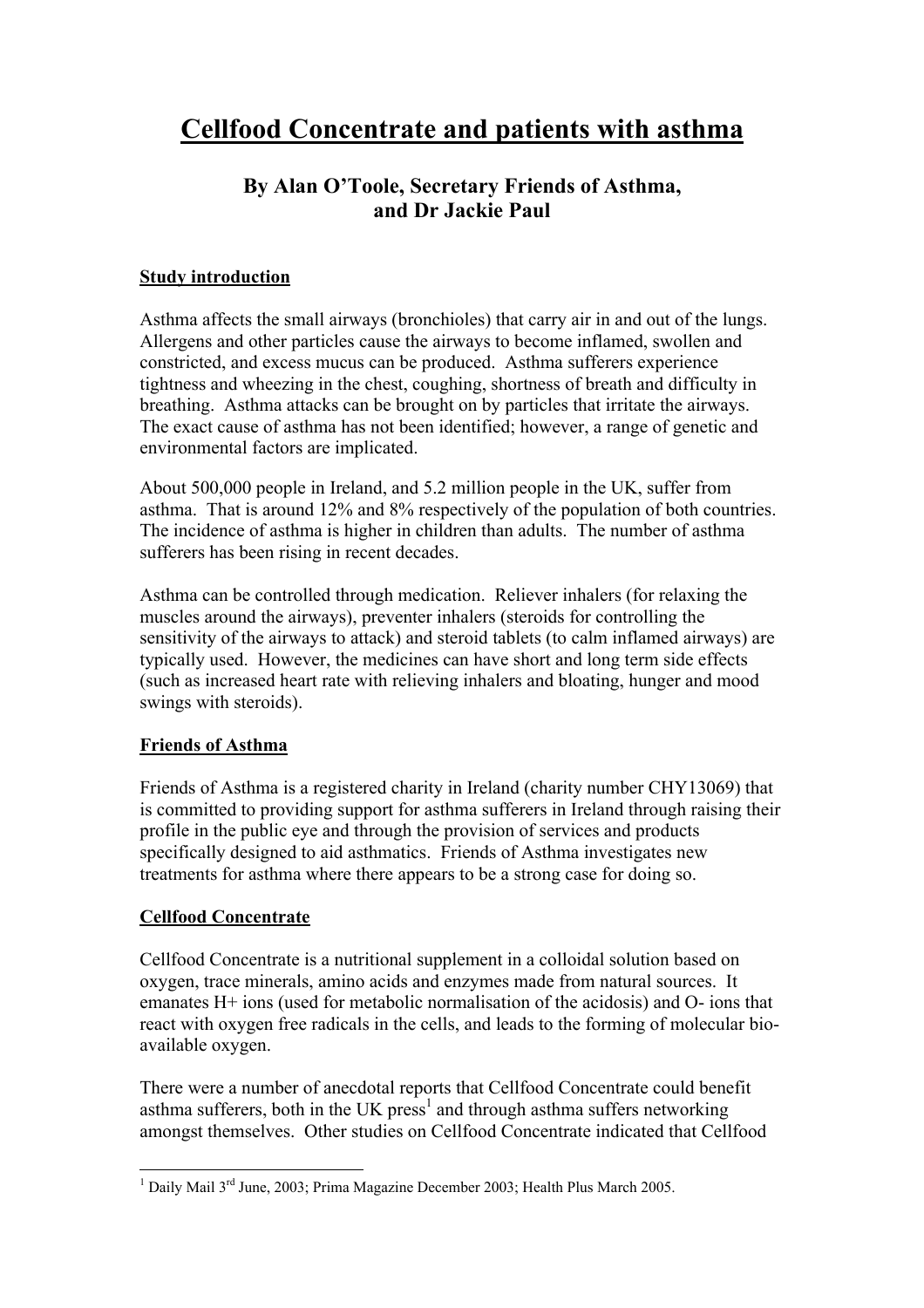# Cellfood Concentrate and patients with asthma

### By Alan O'Toole, Secretary Friends of Asthma, and Dr Jackie Paul

## Study introduction

Asthma affects the small airways (bronchioles) that carry air in and out of the lungs. Allergens and other particles cause the airways to become inflamed, swollen and constricted, and excess mucus can be produced. Asthma sufferers experience tightness and wheezing in the chest, coughing, shortness of breath and difficulty in breathing. Asthma attacks can be brought on by particles that irritate the airways. The exact cause of asthma has not been identified; however, a range of genetic and environmental factors are implicated.

About 500,000 people in Ireland, and 5.2 million people in the UK, suffer from asthma. That is around 12% and 8% respectively of the population of both countries. The incidence of asthma is higher in children than adults. The number of asthma sufferers has been rising in recent decades.

Asthma can be controlled through medication. Reliever inhalers (for relaxing the muscles around the airways), preventer inhalers (steroids for controlling the sensitivity of the airways to attack) and steroid tablets (to calm inflamed airways) are typically used. However, the medicines can have short and long term side effects (such as increased heart rate with relieving inhalers and bloating, hunger and mood swings with steroids).

## Friends of Asthma

Friends of Asthma is a registered charity in Ireland (charity number CHY13069) that is committed to providing support for asthma sufferers in Ireland through raising their profile in the public eye and through the provision of services and products specifically designed to aid asthmatics. Friends of Asthma investigates new treatments for asthma where there appears to be a strong case for doing so.

## Cellfood Concentrate

Cellfood Concentrate is a nutritional supplement in a colloidal solution based on oxygen, trace minerals, amino acids and enzymes made from natural sources. It emanates $H^+$ ions (used for metabolic normalisation of the acidosis) and $O^-$ ions that react with oxygen free radicals in the cells, and leads to the forming of molecular bio-available oxygen.

There were a number of anecdotal reports that Cellfood Concentrate could benefit asthma sufferers, both in the UK press[1] and through asthma suffers networking amongst themselves. Other studies on Cellfood Concentrate indicated that Cellfood

[1] Daily Mail 3rd June, 2003; Prima Magazine December 2003; Health Plus March 2005.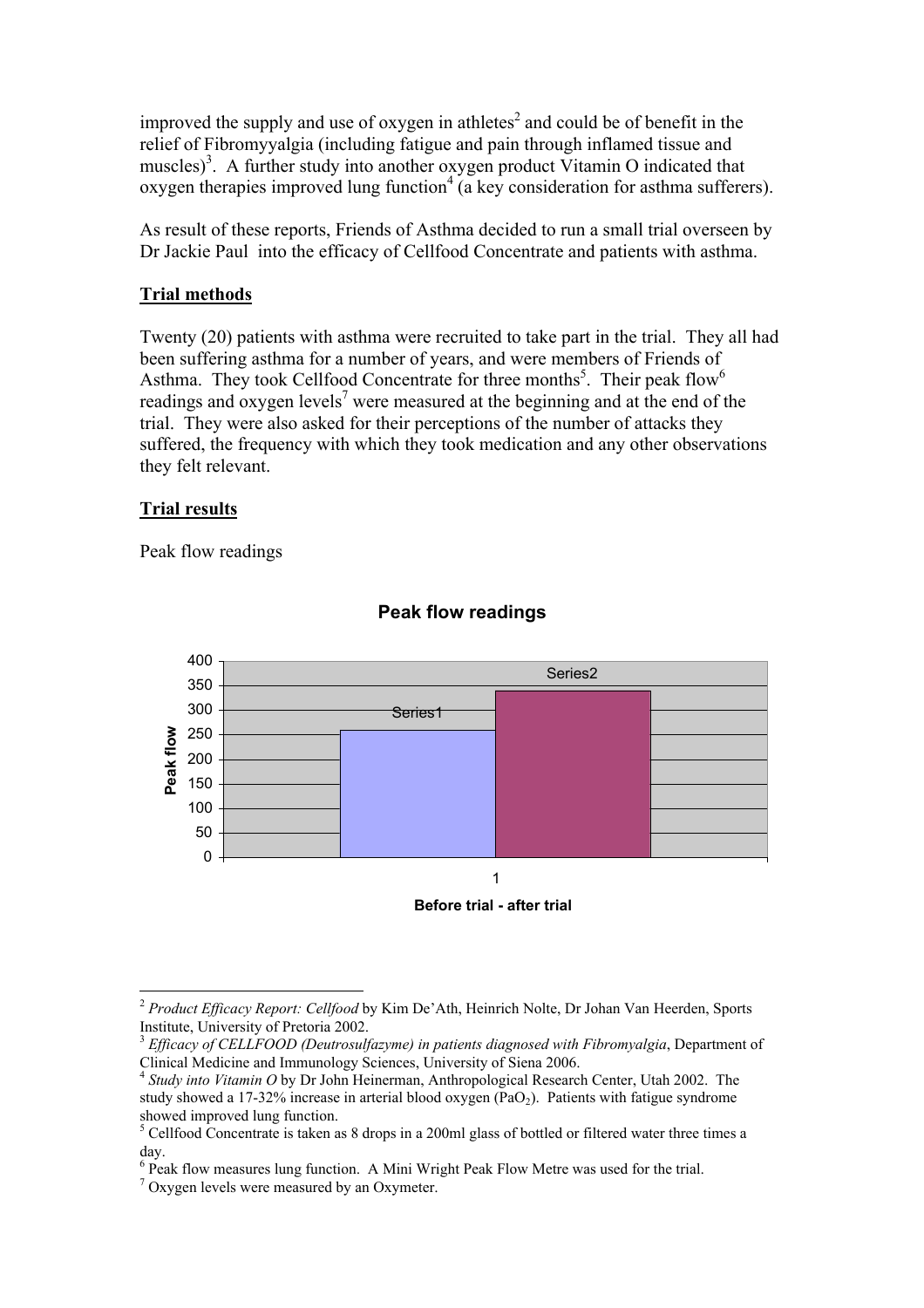improved the supply and use of oxygen in athletes[2] and could be of benefit in the relief of Fibromyyalgia (including fatigue and pain through inflamed tissue and muscles)[3]. A further study into another oxygen product Vitamin O indicated that oxygen therapies improved lung function[4] (a key consideration for asthma sufferers).

As result of these reports, Friends of Asthma decided to run a small trial overseen by Dr Jackie Paul into the efficacy of Cellfood Concentrate and patients with asthma.

## Trial methods

Twenty (20) patients with asthma were recruited to take part in the trial. They all had been suffering asthma for a number of years, and were members of Friends of Asthma. They took Cellfood Concentrate for three months[5]. Their peak flow[6] readings and oxygen levels[7] were measured at the beginning and at the end of the trial. They were also asked for their perceptions of the number of attacks they suffered, the frequency with which they took medication and any other observations they felt relevant.

## Trial results

Peak flow readings

**Peak flow readings**

| Before trial - after trial | Series1 | Series2 |
|---|---|---|
| 1 | 260 | 340 |

---

[2] *Product Efficacy Report: Cellfood* by Kim De'Ath, Heinrich Nolte, Dr Johan Van Heerden, Sports Institute, University of Pretoria 2002.

[3] *Efficacy of CELLFOOD (Deutrosulfazyme) in patients diagnosed with Fibromyalgia*, Department of Clinical Medicine and Immunology Sciences, University of Siena 2006.

[4] *Study into Vitamin O* by Dr John Heinerman, Anthropological Research Center, Utah 2002. The study showed a 17-32% increase in arterial blood oxygen ($PaO_2$). Patients with fatigue syndrome showed improved lung function.

[5] Cellfood Concentrate is taken as 8 drops in a 200ml glass of bottled or filtered water three times a day.

[6] Peak flow measures lung function. A Mini Wright Peak Flow Metre was used for the trial.

[7] Oxygen levels were measured by an Oxymeter.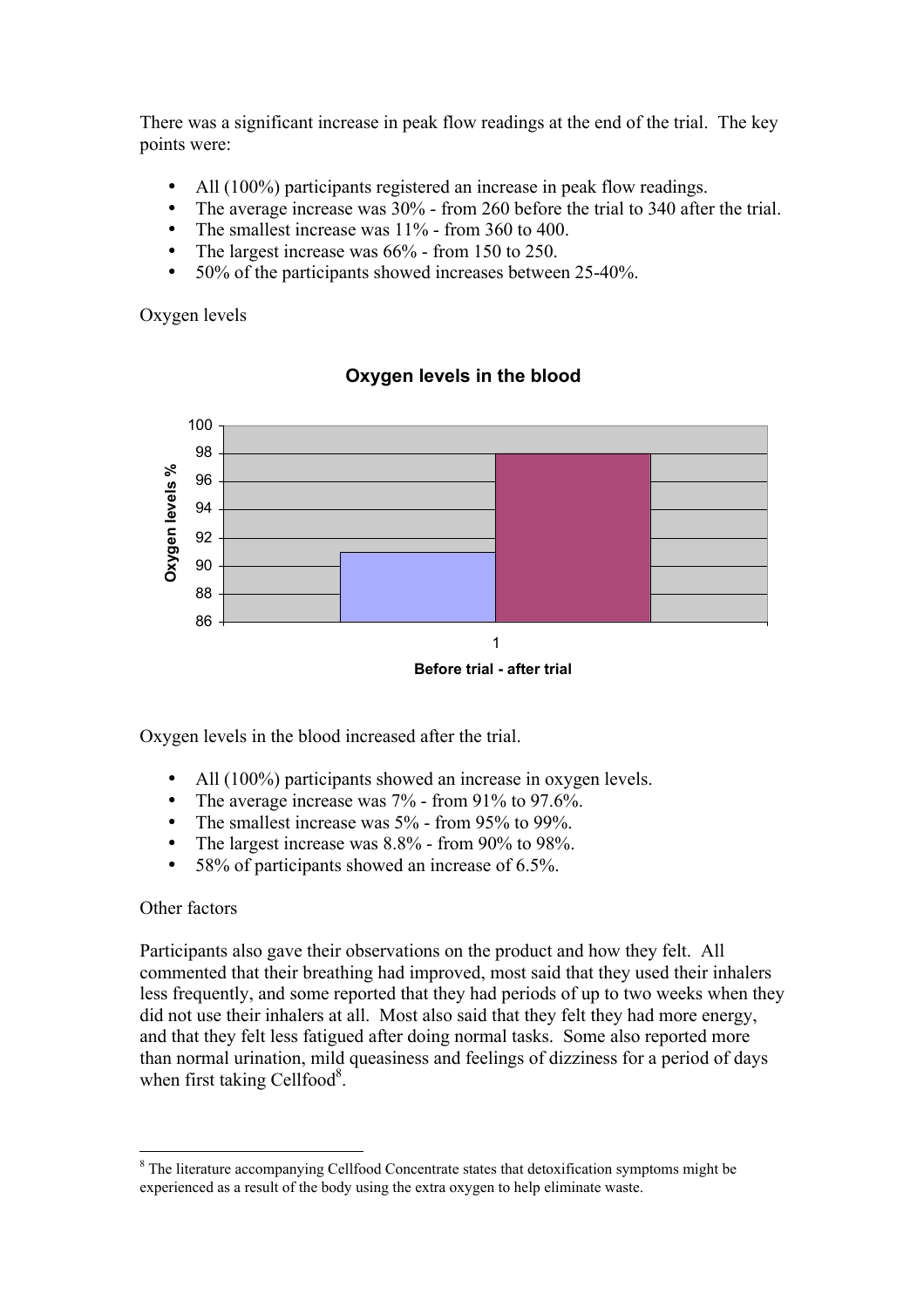There was a significant increase in peak flow readings at the end of the trial. The key points were:

- All (100%) participants registered an increase in peak flow readings.
- The average increase was 30% - from 260 before the trial to 340 after the trial.
- The smallest increase was 11% - from 360 to 400.
- The largest increase was 66% - from 150 to 250.
- 50% of the participants showed increases between 25-40%.

Oxygen levels

**Oxygen levels in the blood**

Oxygen levels in the blood increased after the trial.

- All (100%) participants showed an increase in oxygen levels.
- The average increase was 7% - from 91% to 97.6%.
- The smallest increase was 5% - from 95% to 99%.
- The largest increase was 8.8% - from 90% to 98%.
- 58% of participants showed an increase of 6.5%.

Other factors

Participants also gave their observations on the product and how they felt. All commented that their breathing had improved, most said that they used their inhalers less frequently, and some reported that they had periods of up to two weeks when they did not use their inhalers at all. Most also said that they felt they had more energy, and that they felt less fatigued after doing normal tasks. Some also reported more than normal urination, mild queasiness and feelings of dizziness for a period of days when first taking Cellfood[8].

[8] The literature accompanying Cellfood Concentrate states that detoxification symptoms might be experienced as a result of the body using the extra oxygen to help eliminate waste.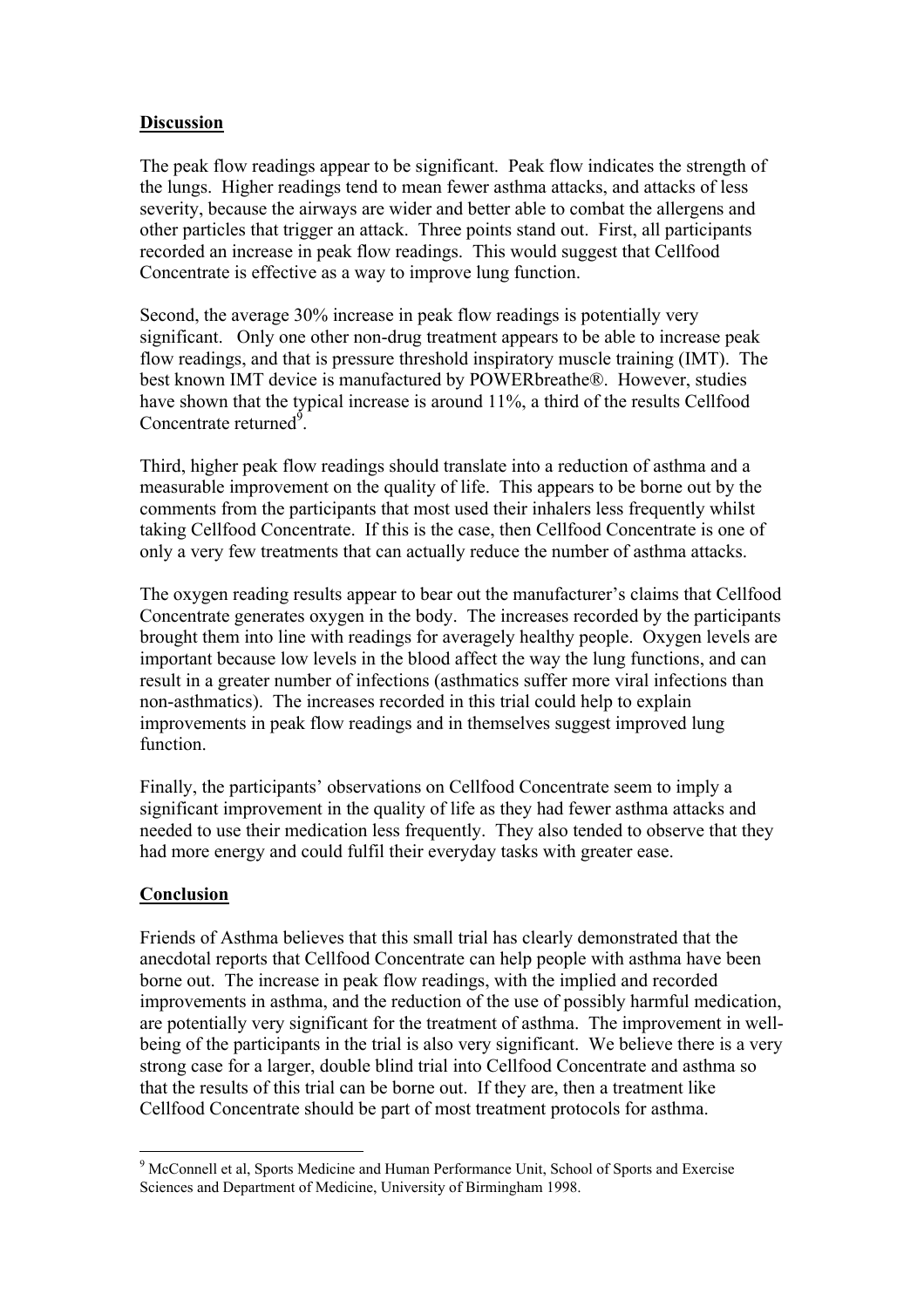## Discussion

The peak flow readings appear to be significant. Peak flow indicates the strength of the lungs. Higher readings tend to mean fewer asthma attacks, and attacks of less severity, because the airways are wider and better able to combat the allergens and other particles that trigger an attack. Three points stand out. First, all participants recorded an increase in peak flow readings. This would suggest that Cellfood Concentrate is effective as a way to improve lung function.

Second, the average 30% increase in peak flow readings is potentially very significant. Only one other non-drug treatment appears to be able to increase peak flow readings, and that is pressure threshold inspiratory muscle training (IMT). The best known IMT device is manufactured by POWERbreathe®. However, studies have shown that the typical increase is around 11%, a third of the results Cellfood Concentrate returned[9].

Third, higher peak flow readings should translate into a reduction of asthma and a measurable improvement on the quality of life. This appears to be borne out by the comments from the participants that most used their inhalers less frequently whilst taking Cellfood Concentrate. If this is the case, then Cellfood Concentrate is one of only a very few treatments that can actually reduce the number of asthma attacks.

The oxygen reading results appear to bear out the manufacturer's claims that Cellfood Concentrate generates oxygen in the body. The increases recorded by the participants brought them into line with readings for averagely healthy people. Oxygen levels are important because low levels in the blood affect the way the lung functions, and can result in a greater number of infections (asthmatics suffer more viral infections than non-asthmatics). The increases recorded in this trial could help to explain improvements in peak flow readings and in themselves suggest improved lung function.

Finally, the participants' observations on Cellfood Concentrate seem to imply a significant improvement in the quality of life as they had fewer asthma attacks and needed to use their medication less frequently. They also tended to observe that they had more energy and could fulfil their everyday tasks with greater ease.

## Conclusion

Friends of Asthma believes that this small trial has clearly demonstrated that the anecdotal reports that Cellfood Concentrate can help people with asthma have been borne out. The increase in peak flow readings, with the implied and recorded improvements in asthma, and the reduction of the use of possibly harmful medication, are potentially very significant for the treatment of asthma. The improvement in well-being of the participants in the trial is also very significant. We believe there is a very strong case for a larger, double blind trial into Cellfood Concentrate and asthma so that the results of this trial can be borne out. If they are, then a treatment like Cellfood Concentrate should be part of most treatment protocols for asthma.

---

[9] McConnell et al, Sports Medicine and Human Performance Unit, School of Sports and Exercise Sciences and Department of Medicine, University of Birmingham 1998.